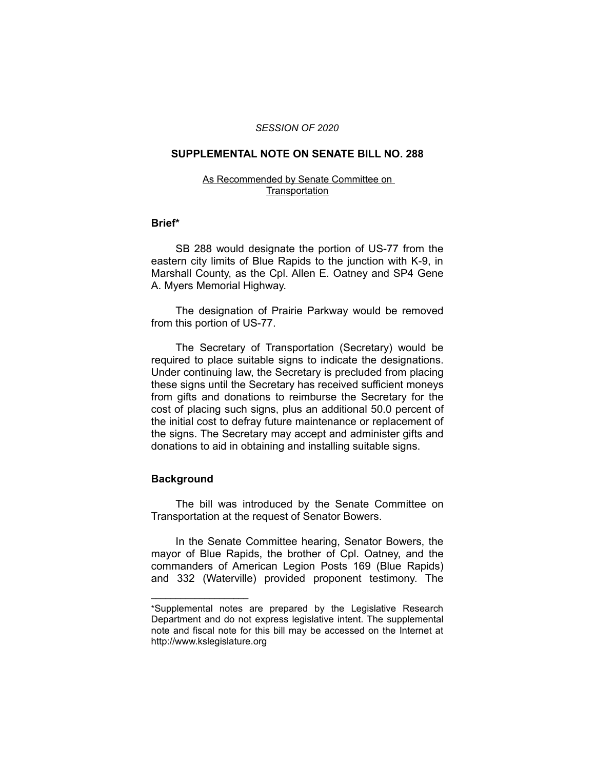*SESSION OF 2020*

## SUPPLEMENTAL NOTE ON SENATE BILL NO. 288

As Recommended by Senate Committee on Transportation

### Brief*

SB 288 would designate the portion of US-77 from the eastern city limits of Blue Rapids to the junction with K-9, in Marshall County, as the Cpl. Allen E. Oatney and SP4 Gene A. Myers Memorial Highway.

The designation of Prairie Parkway would be removed from this portion of US-77.

The Secretary of Transportation (Secretary) would be required to place suitable signs to indicate the designations. Under continuing law, the Secretary is precluded from placing these signs until the Secretary has received sufficient moneys from gifts and donations to reimburse the Secretary for the cost of placing such signs, plus an additional 50.0 percent of the initial cost to defray future maintenance or replacement of the signs. The Secretary may accept and administer gifts and donations to aid in obtaining and installing suitable signs.

### Background

The bill was introduced by the Senate Committee on Transportation at the request of Senator Bowers.

In the Senate Committee hearing, Senator Bowers, the mayor of Blue Rapids, the brother of Cpl. Oatney, and the commanders of American Legion Posts 169 (Blue Rapids) and 332 (Waterville) provided proponent testimony. The

---

*Supplemental notes are prepared by the Legislative Research Department and do not express legislative intent. The supplemental note and fiscal note for this bill may be accessed on the Internet at http://www.kslegislature.org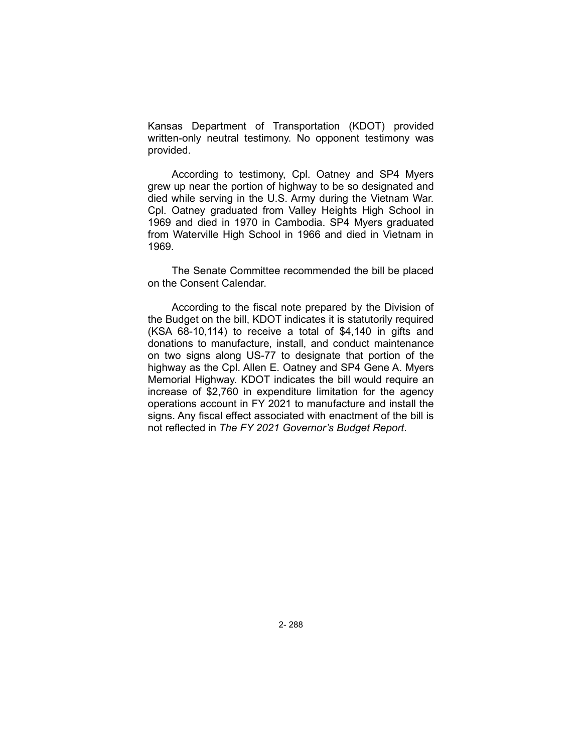Kansas Department of Transportation (KDOT) provided written-only neutral testimony. No opponent testimony was provided.

According to testimony, Cpl. Oatney and SP4 Myers grew up near the portion of highway to be so designated and died while serving in the U.S. Army during the Vietnam War. Cpl. Oatney graduated from Valley Heights High School in 1969 and died in 1970 in Cambodia. SP4 Myers graduated from Waterville High School in 1966 and died in Vietnam in 1969.

The Senate Committee recommended the bill be placed on the Consent Calendar.

According to the fiscal note prepared by the Division of the Budget on the bill, KDOT indicates it is statutorily required (KSA 68-10,114) to receive a total of $4,140 in gifts and donations to manufacture, install, and conduct maintenance on two signs along US-77 to designate that portion of the highway as the Cpl. Allen E. Oatney and SP4 Gene A. Myers Memorial Highway. KDOT indicates the bill would require an increase of $2,760 in expenditure limitation for the agency operations account in FY 2021 to manufacture and install the signs. Any fiscal effect associated with enactment of the bill is not reflected in *The FY 2021 Governor's Budget Report*.